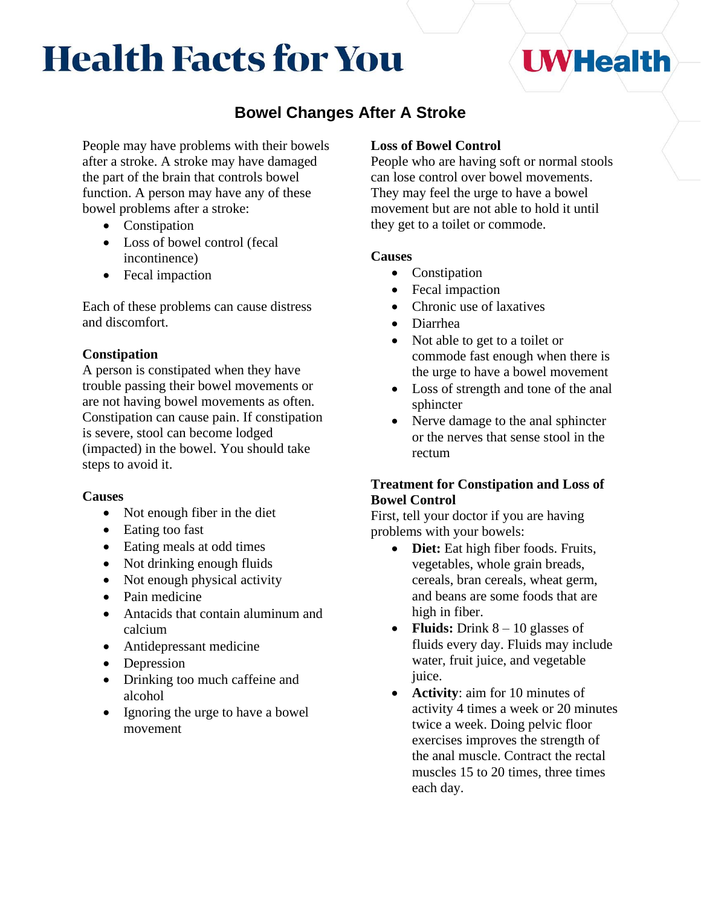# Health Facts for You

UWHealth

## Bowel Changes After A Stroke

People may have problems with their bowels after a stroke. A stroke may have damaged the part of the brain that controls bowel function. A person may have any of these bowel problems after a stroke:

- Constipation
- Loss of bowel control (fecal incontinence)
- Fecal impaction

Each of these problems can cause distress and discomfort.

### Constipation

A person is constipated when they have trouble passing their bowel movements or are not having bowel movements as often. Constipation can cause pain. If constipation is severe, stool can become lodged (impacted) in the bowel. You should take steps to avoid it.

#### Causes

- Not enough fiber in the diet
- Eating too fast
- Eating meals at odd times
- Not drinking enough fluids
- Not enough physical activity
- Pain medicine
- Antacids that contain aluminum and calcium
- Antidepressant medicine
- Depression
- Drinking too much caffeine and alcohol
- Ignoring the urge to have a bowel movement

### Loss of Bowel Control

People who are having soft or normal stools can lose control over bowel movements. They may feel the urge to have a bowel movement but are not able to hold it until they get to a toilet or commode.

#### Causes

- Constipation
- Fecal impaction
- Chronic use of laxatives
- Diarrhea
- Not able to get to a toilet or commode fast enough when there is the urge to have a bowel movement
- Loss of strength and tone of the anal sphincter
- Nerve damage to the anal sphincter or the nerves that sense stool in the rectum

### Treatment for Constipation and Loss of Bowel Control

First, tell your doctor if you are having problems with your bowels:

- **Diet:** Eat high fiber foods. Fruits, vegetables, whole grain breads, cereals, bran cereals, wheat germ, and beans are some foods that are high in fiber.
- **Fluids:** Drink 8 – 10 glasses of fluids every day. Fluids may include water, fruit juice, and vegetable juice.
- **Activity**: aim for 10 minutes of activity 4 times a week or 20 minutes twice a week. Doing pelvic floor exercises improves the strength of the anal muscle. Contract the rectal muscles 15 to 20 times, three times each day.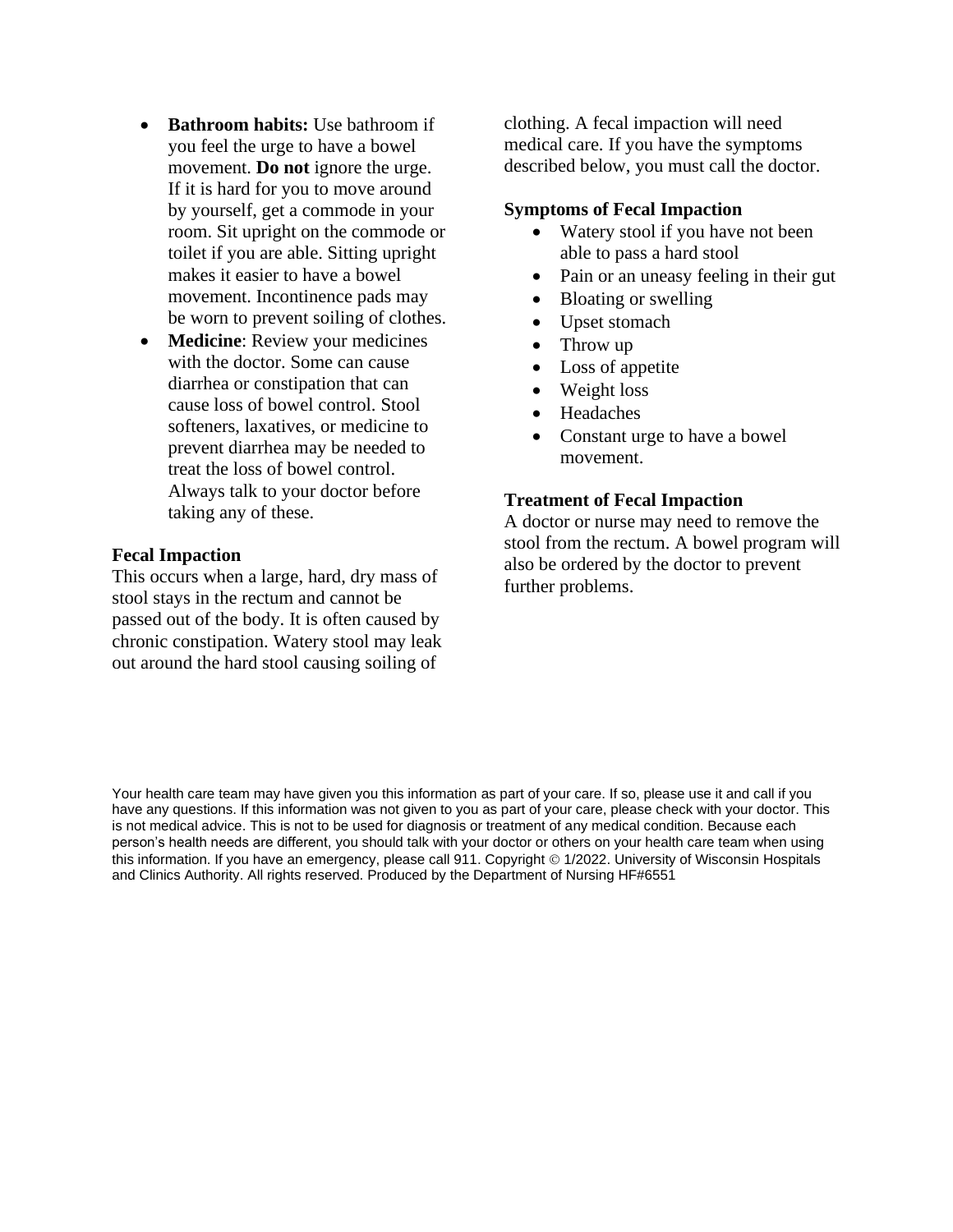- **Bathroom habits:** Use bathroom if you feel the urge to have a bowel movement. **Do not** ignore the urge. If it is hard for you to move around by yourself, get a commode in your room. Sit upright on the commode or toilet if you are able. Sitting upright makes it easier to have a bowel movement. Incontinence pads may be worn to prevent soiling of clothes.
- **Medicine**: Review your medicines with the doctor. Some can cause diarrhea or constipation that can cause loss of bowel control. Stool softeners, laxatives, or medicine to prevent diarrhea may be needed to treat the loss of bowel control. Always talk to your doctor before taking any of these.

**Fecal Impaction**

This occurs when a large, hard, dry mass of stool stays in the rectum and cannot be passed out of the body. It is often caused by chronic constipation. Watery stool may leak out around the hard stool causing soiling of clothing. A fecal impaction will need medical care. If you have the symptoms described below, you must call the doctor.

**Symptoms of Fecal Impaction**

- Watery stool if you have not been able to pass a hard stool
- Pain or an uneasy feeling in their gut
- Bloating or swelling
- Upset stomach
- Throw up
- Loss of appetite
- Weight loss
- Headaches
- Constant urge to have a bowel movement.

**Treatment of Fecal Impaction**

A doctor or nurse may need to remove the stool from the rectum. A bowel program will also be ordered by the doctor to prevent further problems.

Your health care team may have given you this information as part of your care. If so, please use it and call if you have any questions. If this information was not given to you as part of your care, please check with your doctor. This is not medical advice. This is not to be used for diagnosis or treatment of any medical condition. Because each person's health needs are different, you should talk with your doctor or others on your health care team when using this information. If you have an emergency, please call 911. Copyright © 1/2022. University of Wisconsin Hospitals and Clinics Authority. All rights reserved. Produced by the Department of Nursing HF#6551